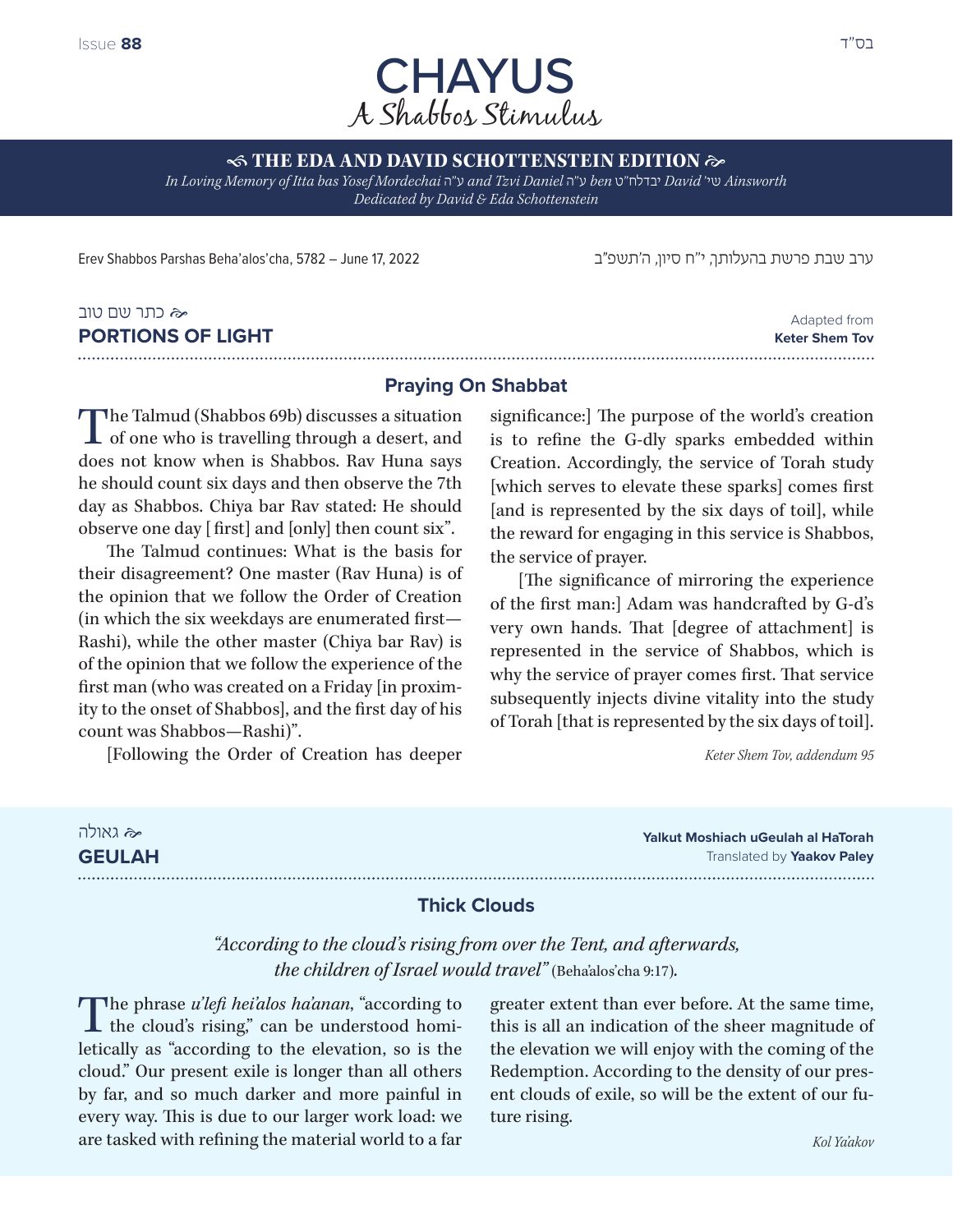בס"ד

Issue **88**

# CHAYUS
## A Shabbos Stimulus

**THE EDA AND DAVID SCHOTTENSTEIN EDITION**

*In Loving Memory of Itta bas Yosef Mordechai ע"ה and Tzvi Daniel ע"ה ben יבדלח"ט David שי' Ainsworth*
*Dedicated by David & Eda Schottenstein*

Erev Shabbos Parshas Beha'alos'cha, 5782 – June 17, 2022

ערב שבת פרשת בהעלותך, י"ח סיון, ה'תשפ"ב

כתר שם טוב
## PORTIONS OF LIGHT

Adapted from **Keter Shem Tov**

### Praying On Shabbat

The Talmud (Shabbos 69b) discusses a situation of one who is travelling through a desert, and does not know when is Shabbos. Rav Huna says he should count six days and then observe the 7th day as Shabbos. Chiya bar Rav stated: He should observe one day [ first] and [only] then count six".

The Talmud continues: What is the basis for their disagreement? One master (Rav Huna) is of the opinion that we follow the Order of Creation (in which the six weekdays are enumerated first—Rashi), while the other master (Chiya bar Rav) is of the opinion that we follow the experience of the first man (who was created on a Friday [in proximity to the onset of Shabbos], and the first day of his count was Shabbos—Rashi)".

[Following the Order of Creation has deeper significance:] The purpose of the world's creation is to refine the G-dly sparks embedded within Creation. Accordingly, the service of Torah study [which serves to elevate these sparks] comes first [and is represented by the six days of toil], while the reward for engaging in this service is Shabbos, the service of prayer.

[The significance of mirroring the experience of the first man:] Adam was handcrafted by G-d's very own hands. That [degree of attachment] is represented in the service of Shabbos, which is why the service of prayer comes first. That service subsequently injects divine vitality into the study of Torah [that is represented by the six days of toil].

*Keter Shem Tov, addendum 95*

גאולה
## GEULAH

**Yalkut Moshiach uGeulah al HaTorah**
Translated by **Yaakov Paley**

### Thick Clouds

*"According to the cloud's rising from over the Tent, and afterwards, the children of Israel would travel"* (Beha'alos'cha 9:17).

The phrase *u'lefi hei'alos ha'anan*, "according to the cloud's rising," can be understood homiletically as "according to the elevation, so is the cloud." Our present exile is longer than all others by far, and so much darker and more painful in every way. This is due to our larger work load: we are tasked with refining the material world to a far greater extent than ever before. At the same time, this is all an indication of the sheer magnitude of the elevation we will enjoy with the coming of the Redemption. According to the density of our present clouds of exile, so will be the extent of our future rising.

*Kol Ya'akov*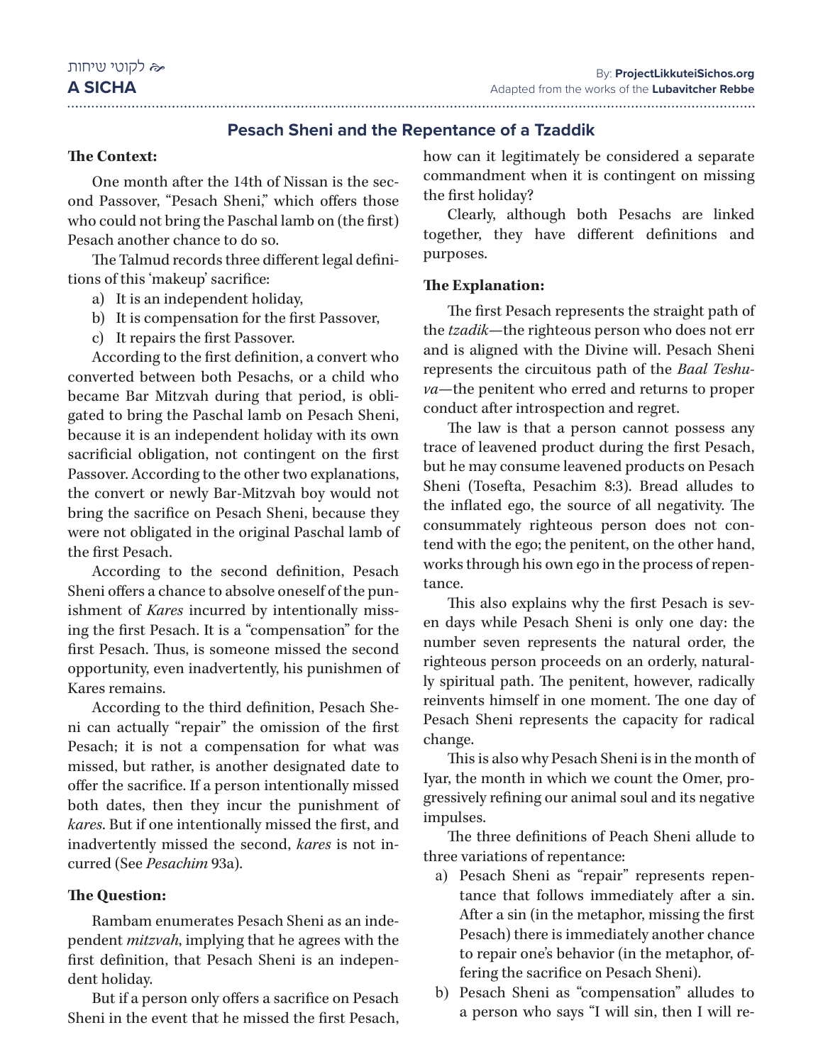# Pesach Sheni and the Repentance of a Tzaddik

**The Context:**

One month after the 14th of Nissan is the second Passover, "Pesach Sheni," which offers those who could not bring the Paschal lamb on (the first) Pesach another chance to do so.

The Talmud records three different legal definitions of this 'makeup' sacrifice:

a) It is an independent holiday,
b) It is compensation for the first Passover,
c) It repairs the first Passover.

According to the first definition, a convert who converted between both Pesachs, or a child who became Bar Mitzvah during that period, is obligated to bring the Paschal lamb on Pesach Sheni, because it is an independent holiday with its own sacrificial obligation, not contingent on the first Passover. According to the other two explanations, the convert or newly Bar-Mitzvah boy would not bring the sacrifice on Pesach Sheni, because they were not obligated in the original Paschal lamb of the first Pesach.

According to the second definition, Pesach Sheni offers a chance to absolve oneself of the punishment of *Kares* incurred by intentionally missing the first Pesach. It is a "compensation" for the first Pesach. Thus, is someone missed the second opportunity, even inadvertently, his punishmen of Kares remains.

According to the third definition, Pesach Sheni can actually "repair" the omission of the first Pesach; it is not a compensation for what was missed, but rather, is another designated date to offer the sacrifice. If a person intentionally missed both dates, then they incur the punishment of *kares*. But if one intentionally missed the first, and inadvertently missed the second, *kares* is not incurred (See *Pesachim* 93a).

**The Question:**

Rambam enumerates Pesach Sheni as an independent *mitzvah*, implying that he agrees with the first definition, that Pesach Sheni is an independent holiday.

But if a person only offers a sacrifice on Pesach Sheni in the event that he missed the first Pesach, how can it legitimately be considered a separate commandment when it is contingent on missing the first holiday?

Clearly, although both Pesachs are linked together, they have different definitions and purposes.

**The Explanation:**

The first Pesach represents the straight path of the *tzadik*—the righteous person who does not err and is aligned with the Divine will. Pesach Sheni represents the circuitous path of the *Baal Teshuva*—the penitent who erred and returns to proper conduct after introspection and regret.

The law is that a person cannot possess any trace of leavened product during the first Pesach, but he may consume leavened products on Pesach Sheni (Tosefta, Pesachim 8:3). Bread alludes to the inflated ego, the source of all negativity. The consummately righteous person does not contend with the ego; the penitent, on the other hand, works through his own ego in the process of repentance.

This also explains why the first Pesach is seven days while Pesach Sheni is only one day: the number seven represents the natural order, the righteous person proceeds on an orderly, naturally spiritual path. The penitent, however, radically reinvents himself in one moment. The one day of Pesach Sheni represents the capacity for radical change.

This is also why Pesach Sheni is in the month of Iyar, the month in which we count the Omer, progressively refining our animal soul and its negative impulses.

The three definitions of Peach Sheni allude to three variations of repentance:

a) Pesach Sheni as "repair" represents repentance that follows immediately after a sin. After a sin (in the metaphor, missing the first Pesach) there is immediately another chance to repair one's behavior (in the metaphor, offering the sacrifice on Pesach Sheni).
b) Pesach Sheni as "compensation" alludes to a person who says "I will sin, then I will re-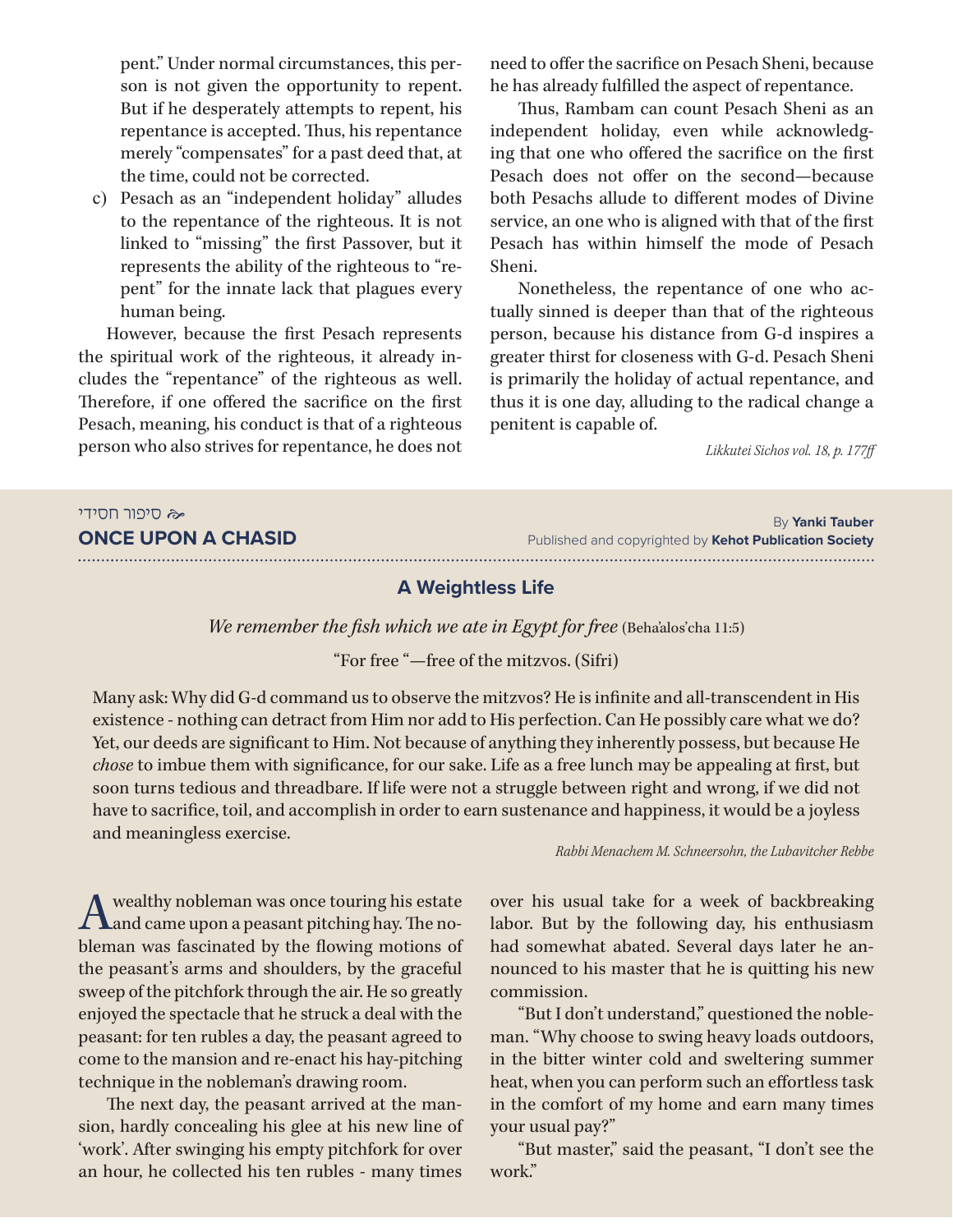pent." Under normal circumstances, this person is not given the opportunity to repent. But if he desperately attempts to repent, his repentance is accepted. Thus, his repentance merely "compensates" for a past deed that, at the time, could not be corrected.

c) Pesach as an "independent holiday" alludes to the repentance of the righteous. It is not linked to "missing" the first Passover, but it represents the ability of the righteous to "repent" for the innate lack that plagues every human being.

However, because the first Pesach represents the spiritual work of the righteous, it already includes the "repentance" of the righteous as well. Therefore, if one offered the sacrifice on the first Pesach, meaning, his conduct is that of a righteous person who also strives for repentance, he does not need to offer the sacrifice on Pesach Sheni, because he has already fulfilled the aspect of repentance.

Thus, Rambam can count Pesach Sheni as an independent holiday, even while acknowledging that one who offered the sacrifice on the first Pesach does not offer on the second—because both Pesachs allude to different modes of Divine service, an one who is aligned with that of the first Pesach has within himself the mode of Pesach Sheni.

Nonetheless, the repentance of one who actually sinned is deeper than that of the righteous person, because his distance from G-d inspires a greater thirst for closeness with G-d. Pesach Sheni is primarily the holiday of actual repentance, and thus it is one day, alluding to the radical change a penitent is capable of.

*Likkutei Sichos vol. 18, p. 177ff*

סיפור חסידי

## ONCE UPON A CHASID

By **Yanki Tauber**
Published and copyrighted by **Kehot Publication Society**

### A Weightless Life

*We remember the fish which we ate in Egypt for free* (Beha'alos'cha 11:5)

"For free "—free of the mitzvos. (Sifri)

Many ask: Why did G-d command us to observe the mitzvos? He is infinite and all-transcendent in His existence - nothing can detract from Him nor add to His perfection. Can He possibly care what we do? Yet, our deeds are significant to Him. Not because of anything they inherently possess, but because He *chose* to imbue them with significance, for our sake. Life as a free lunch may be appealing at first, but soon turns tedious and threadbare. If life were not a struggle between right and wrong, if we did not have to sacrifice, toil, and accomplish in order to earn sustenance and happiness, it would be a joyless and meaningless exercise.

*Rabbi Menachem M. Schneersohn, the Lubavitcher Rebbe*

A wealthy nobleman was once touring his estate and came upon a peasant pitching hay. The nobleman was fascinated by the flowing motions of the peasant's arms and shoulders, by the graceful sweep of the pitchfork through the air. He so greatly enjoyed the spectacle that he struck a deal with the peasant: for ten rubles a day, the peasant agreed to come to the mansion and re-enact his hay-pitching technique in the nobleman's drawing room.

The next day, the peasant arrived at the mansion, hardly concealing his glee at his new line of 'work'. After swinging his empty pitchfork for over an hour, he collected his ten rubles - many times over his usual take for a week of backbreaking labor. But by the following day, his enthusiasm had somewhat abated. Several days later he announced to his master that he is quitting his new commission.

"But I don't understand," questioned the nobleman. "Why choose to swing heavy loads outdoors, in the bitter winter cold and sweltering summer heat, when you can perform such an effortless task in the comfort of my home and earn many times your usual pay?"

"But master," said the peasant, "I don't see the work."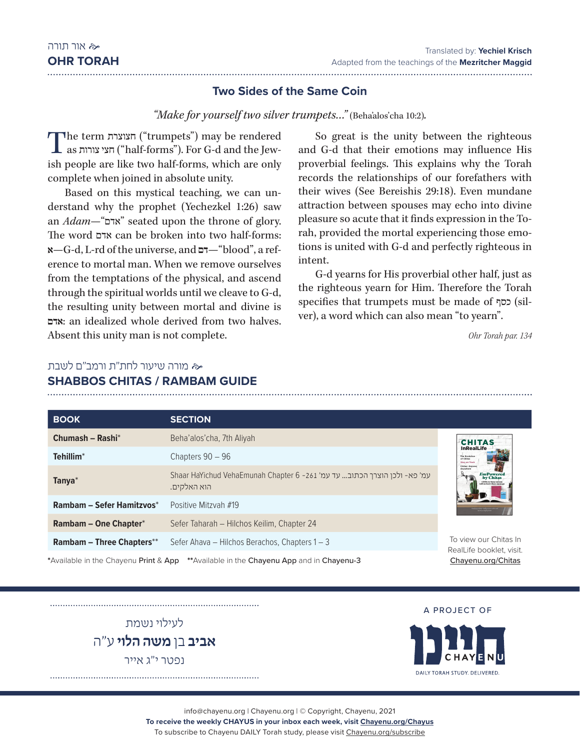אור תורה
## OHR TORAH

Translated by: **Yechiel Krisch**
Adapted from the teachings of the **Mezritcher Maggid**

### Two Sides of the Same Coin

*"Make for yourself two silver trumpets..."* (Beha'alos'cha 10:2).

The term חצוצרת ("trumpets") may be rendered as חצי צורות ("half-forms"). For G-d and the Jewish people are like two half-forms, which are only complete when joined in absolute unity.

Based on this mystical teaching, we can understand why the prophet (Yechezkel 1:26) saw an *Adam*—"אדם" seated upon the throne of glory. The word אדם can be broken into two half-forms: **א**—G-d, L-rd of the universe, and **דם**—"blood", a reference to mortal man. When we remove ourselves from the temptations of the physical, and ascend through the spiritual worlds until we cleave to G-d, the resulting unity between mortal and divine is **אדם**: an idealized whole derived from two halves. Absent this unity man is not complete.

So great is the unity between the righteous and G-d that their emotions may influence His proverbial feelings. This explains why the Torah records the relationships of our forefathers with their wives (See Bereishis 29:18). Even mundane attraction between spouses may echo into divine pleasure so acute that it finds expression in the Torah, provided the mortal experiencing those emotions is united with G-d and perfectly righteous in intent.

G-d yearns for His proverbial other half, just as the righteous yearn for Him. Therefore the Torah specifies that trumpets must be made of כסף (silver), a word which can also mean "to yearn".

*Ohr Torah par. 134*

מורה שיעור לחת"ת ורמב"ם לשבת
## SHABBOS CHITAS / RAMBAM GUIDE

| BOOK | SECTION |
|---|---|
| **Chumash – Rashi*** | Beha'alos'cha, 7th Aliyah |
| **Tehillim*** | Chapters 90 – 96 |
| **Tanya*** | Shaar HaYichud VehaEmunah Chapter 6 - עמ' פא- ולכן הוצרך הכתוב... עד עמ' 261 הוא האלקים. |
| **Rambam – Sefer Hamitzvos*** | Positive Mitzvah #19 |
| **Rambam – One Chapter*** | Sefer Taharah – Hilchos Keilim, Chapter 24 |
| **Rambam – Three Chapters**** | Sefer Ahava – Hilchos Berachos, Chapters 1 – 3 |

*Available in the Chayenu Print & App **Available in the Chayenu App and in Chayenu-3

To view our Chitas In RealLife booklet, visit. Chayenu.org/Chitas

לעילוי נשמת
**אביב** בן **משה הלוי** ע"ה
נפטר י"ג אייר

A PROJECT OF
חיינו CHAYENU
DAILY TORAH STUDY. DELIVERED.

info@chayenu.org | Chayenu.org | © Copyright, Chayenu, 2021
**To receive the weekly CHAYUS in your inbox each week, visit Chayenu.org/Chayus**
To subscribe to Chayenu DAILY Torah study, please visit Chayenu.org/subscribe